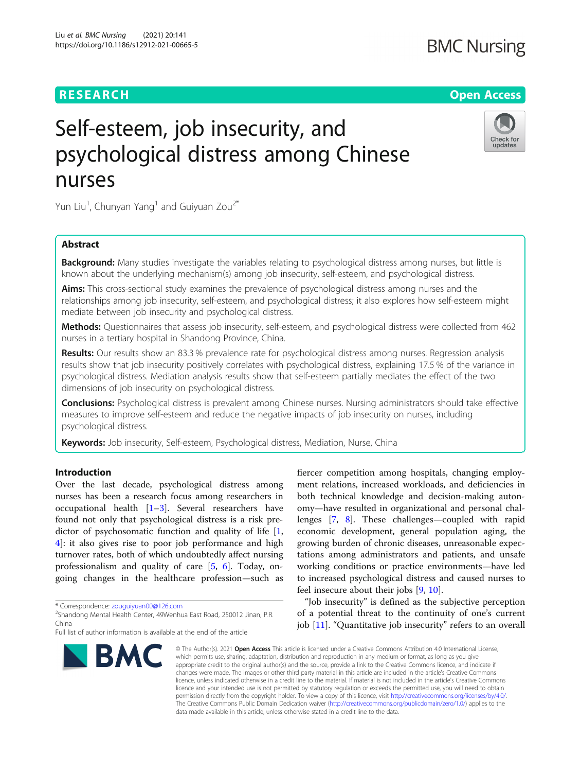RESEARCH

Open Access

# Self-esteem, job insecurity, and psychological distress among Chinese nurses

Yun Liu[1], Chunyan Yang[1] and Guiyuan Zou[2*]

## Abstract

**Background:** Many studies investigate the variables relating to psychological distress among nurses, but little is known about the underlying mechanism(s) among job insecurity, self-esteem, and psychological distress.

**Aims:** This cross-sectional study examines the prevalence of psychological distress among nurses and the relationships among job insecurity, self-esteem, and psychological distress; it also explores how self-esteem might mediate between job insecurity and psychological distress.

**Methods:** Questionnaires that assess job insecurity, self-esteem, and psychological distress were collected from 462 nurses in a tertiary hospital in Shandong Province, China.

**Results:** Our results show an 83.3 % prevalence rate for psychological distress among nurses. Regression analysis results show that job insecurity positively correlates with psychological distress, explaining 17.5 % of the variance in psychological distress. Mediation analysis results show that self-esteem partially mediates the effect of the two dimensions of job insecurity on psychological distress.

**Conclusions:** Psychological distress is prevalent among Chinese nurses. Nursing administrators should take effective measures to improve self-esteem and reduce the negative impacts of job insecurity on nurses, including psychological distress.

**Keywords:** Job insecurity, Self-esteem, Psychological distress, Mediation, Nurse, China

## Introduction

Over the last decade, psychological distress among nurses has been a research focus among researchers in occupational health [1–3]. Several researchers have found not only that psychological distress is a risk predictor of psychosomatic function and quality of life [1, 4]: it also gives rise to poor job performance and high turnover rates, both of which undoubtedly affect nursing professionalism and quality of care [5, 6]. Today, ongoing changes in the healthcare profession—such as fiercer competition among hospitals, changing employment relations, increased workloads, and deficiencies in both technical knowledge and decision-making autonomy—have resulted in organizational and personal challenges [7, 8]. These challenges—coupled with rapid economic development, general population aging, the growing burden of chronic diseases, unreasonable expectations among administrators and patients, and unsafe working conditions or practice environments—have led to increased psychological distress and caused nurses to feel insecure about their jobs [9, 10].

"Job insecurity" is defined as the subjective perception of a potential threat to the continuity of one's current job [11]. "Quantitative job insecurity" refers to an overall

\* Correspondence: zouguiyuan00@126.com
[2]Shandong Mental Health Center, 49Wenhua East Road, 250012 Jinan, P.R. China
Full list of author information is available at the end of the article

© The Author(s). 2021 **Open Access** This article is licensed under a Creative Commons Attribution 4.0 International License, which permits use, sharing, adaptation, distribution and reproduction in any medium or format, as long as you give appropriate credit to the original author(s) and the source, provide a link to the Creative Commons licence, and indicate if changes were made. The images or other third party material in this article are included in the article's Creative Commons licence, unless indicated otherwise in a credit line to the material. If material is not included in the article's Creative Commons licence and your intended use is not permitted by statutory regulation or exceeds the permitted use, you will need to obtain permission directly from the copyright holder. To view a copy of this licence, visit http://creativecommons.org/licenses/by/4.0/. The Creative Commons Public Domain Dedication waiver (http://creativecommons.org/publicdomain/zero/1.0/) applies to the data made available in this article, unless otherwise stated in a credit line to the data.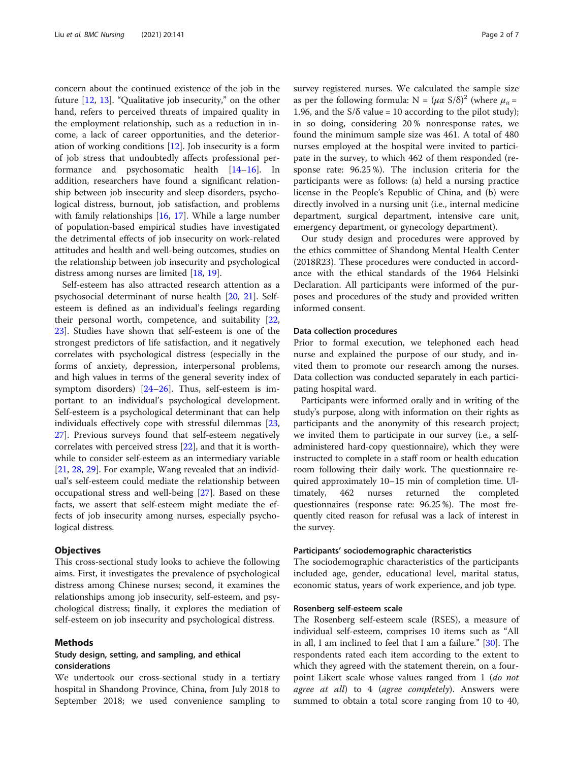concern about the continued existence of the job in the future [12, 13]. "Qualitative job insecurity," on the other hand, refers to perceived threats of impaired quality in the employment relationship, such as a reduction in income, a lack of career opportunities, and the deterioration of working conditions [12]. Job insecurity is a form of job stress that undoubtedly affects professional performance and psychosomatic health [14–16]. In addition, researchers have found a significant relationship between job insecurity and sleep disorders, psychological distress, burnout, job satisfaction, and problems with family relationships [16, 17]. While a large number of population-based empirical studies have investigated the detrimental effects of job insecurity on work-related attitudes and health and well-being outcomes, studies on the relationship between job insecurity and psychological distress among nurses are limited [18, 19].

Self-esteem has also attracted research attention as a psychosocial determinant of nurse health [20, 21]. Self-esteem is defined as an individual's feelings regarding their personal worth, competence, and suitability [22, 23]. Studies have shown that self-esteem is one of the strongest predictors of life satisfaction, and it negatively correlates with psychological distress (especially in the forms of anxiety, depression, interpersonal problems, and high values in terms of the general severity index of symptom disorders) [24–26]. Thus, self-esteem is important to an individual's psychological development. Self-esteem is a psychological determinant that can help individuals effectively cope with stressful dilemmas [23, 27]. Previous surveys found that self-esteem negatively correlates with perceived stress [22], and that it is worthwhile to consider self-esteem as an intermediary variable [21, 28, 29]. For example, Wang revealed that an individual's self-esteem could mediate the relationship between occupational stress and well-being [27]. Based on these facts, we assert that self-esteem might mediate the effects of job insecurity among nurses, especially psychological distress.

## Objectives

This cross-sectional study looks to achieve the following aims. First, it investigates the prevalence of psychological distress among Chinese nurses; second, it examines the relationships among job insecurity, self-esteem, and psychological distress; finally, it explores the mediation of self-esteem on job insecurity and psychological distress.

## Methods

### Study design, setting, and sampling, and ethical considerations

We undertook our cross-sectional study in a tertiary hospital in Shandong Province, China, from July 2018 to September 2018; we used convenience sampling to survey registered nurses. We calculated the sample size as per the following formula: $N = (\mu\alpha\ S/\delta)^2$ (where $\mu_\alpha = 1.96$, and the S/δ value = 10 according to the pilot study); in so doing, considering 20 % nonresponse rates, we found the minimum sample size was 461. A total of 480 nurses employed at the hospital were invited to participate in the survey, to which 462 of them responded (response rate: 96.25 %). The inclusion criteria for the participants were as follows: (a) held a nursing practice license in the People's Republic of China, and (b) were directly involved in a nursing unit (i.e., internal medicine department, surgical department, intensive care unit, emergency department, or gynecology department).

Our study design and procedures were approved by the ethics committee of Shandong Mental Health Center (2018R23). These procedures were conducted in accordance with the ethical standards of the 1964 Helsinki Declaration. All participants were informed of the purposes and procedures of the study and provided written informed consent.

### Data collection procedures

Prior to formal execution, we telephoned each head nurse and explained the purpose of our study, and invited them to promote our research among the nurses. Data collection was conducted separately in each participating hospital ward.

Participants were informed orally and in writing of the study's purpose, along with information on their rights as participants and the anonymity of this research project; we invited them to participate in our survey (i.e., a self-administered hard-copy questionnaire), which they were instructed to complete in a staff room or health education room following their daily work. The questionnaire required approximately 10–15 min of completion time. Ultimately, 462 nurses returned the completed questionnaires (response rate: 96.25 %). The most frequently cited reason for refusal was a lack of interest in the survey.

### Participants' sociodemographic characteristics

The sociodemographic characteristics of the participants included age, gender, educational level, marital status, economic status, years of work experience, and job type.

### Rosenberg self-esteem scale

The Rosenberg self-esteem scale (RSES), a measure of individual self-esteem, comprises 10 items such as "All in all, I am inclined to feel that I am a failure." [30]. The respondents rated each item according to the extent to which they agreed with the statement therein, on a four-point Likert scale whose values ranged from 1 (*do not agree at all*) to 4 (*agree completely*). Answers were summed to obtain a total score ranging from 10 to 40,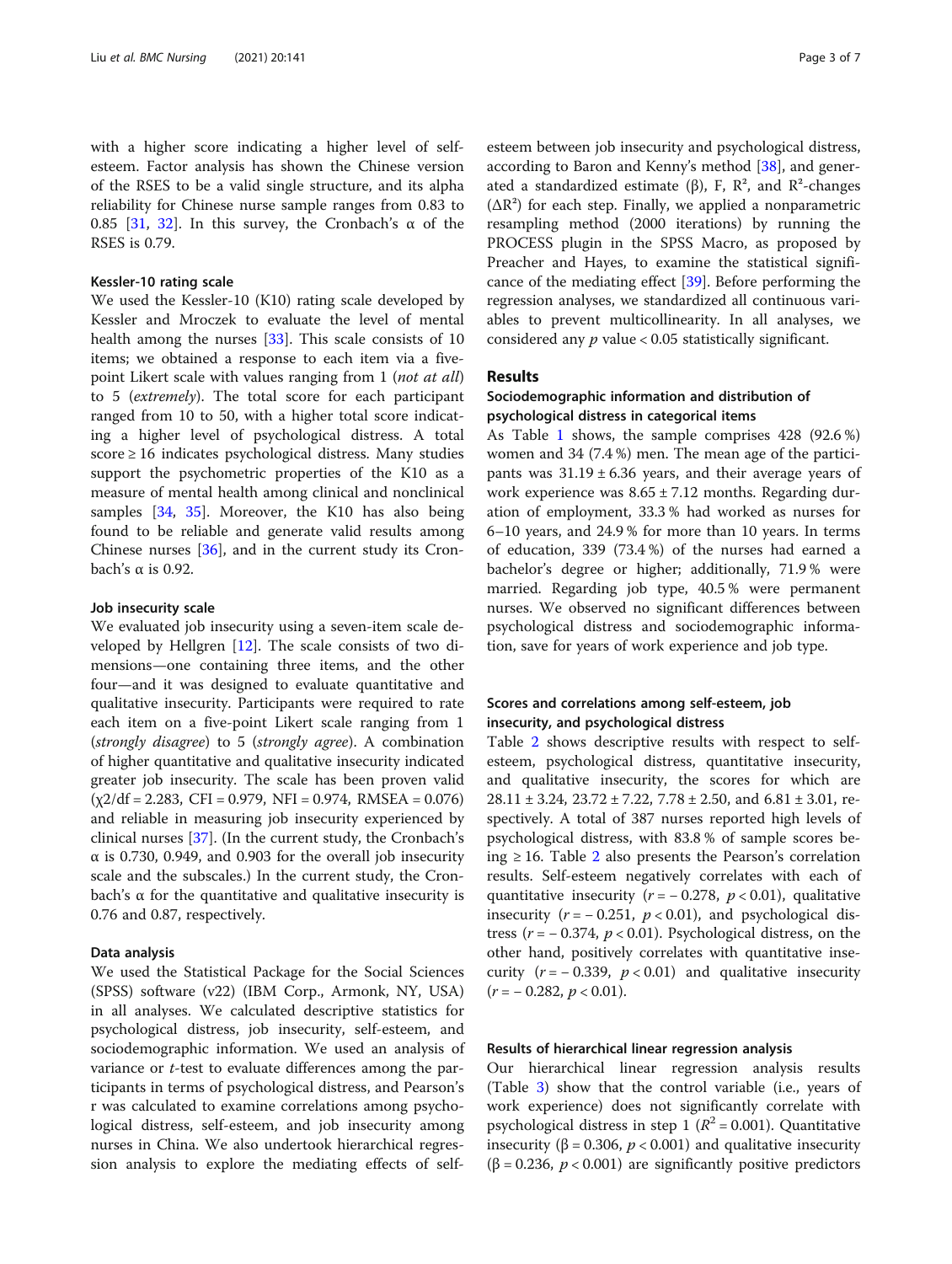with a higher score indicating a higher level of self-esteem. Factor analysis has shown the Chinese version of the RSES to be a valid single structure, and its alpha reliability for Chinese nurse sample ranges from 0.83 to 0.85 [31, 32]. In this survey, the Cronbach's α of the RSES is 0.79.

#### Kessler-10 rating scale

We used the Kessler-10 (K10) rating scale developed by Kessler and Mroczek to evaluate the level of mental health among the nurses [33]. This scale consists of 10 items; we obtained a response to each item via a five-point Likert scale with values ranging from 1 (*not at all*) to 5 (*extremely*). The total score for each participant ranged from 10 to 50, with a higher total score indicating a higher level of psychological distress. A total score ≥ 16 indicates psychological distress. Many studies support the psychometric properties of the K10 as a measure of mental health among clinical and nonclinical samples [34, 35]. Moreover, the K10 has also being found to be reliable and generate valid results among Chinese nurses [36], and in the current study its Cronbach's α is 0.92.

#### Job insecurity scale

We evaluated job insecurity using a seven-item scale developed by Hellgren [12]. The scale consists of two dimensions—one containing three items, and the other four—and it was designed to evaluate quantitative and qualitative insecurity. Participants were required to rate each item on a five-point Likert scale ranging from 1 (*strongly disagree*) to 5 (*strongly agree*). A combination of higher quantitative and qualitative insecurity indicated greater job insecurity. The scale has been proven valid ($\chi2/df = 2.283$, CFI = 0.979, NFI = 0.974, RMSEA = 0.076) and reliable in measuring job insecurity experienced by clinical nurses [37]. (In the current study, the Cronbach's α is 0.730, 0.949, and 0.903 for the overall job insecurity scale and the subscales.) In the current study, the Cronbach's α for the quantitative and qualitative insecurity is 0.76 and 0.87, respectively.

#### Data analysis

We used the Statistical Package for the Social Sciences (SPSS) software (v22) (IBM Corp., Armonk, NY, USA) in all analyses. We calculated descriptive statistics for psychological distress, job insecurity, self-esteem, and sociodemographic information. We used an analysis of variance or *t*-test to evaluate differences among the participants in terms of psychological distress, and Pearson's r was calculated to examine correlations among psychological distress, self-esteem, and job insecurity among nurses in China. We also undertook hierarchical regression analysis to explore the mediating effects of self-esteem between job insecurity and psychological distress, according to Baron and Kenny's method [38], and generated a standardized estimate (β), F, $R^2$, and $R^2$-changes ($\Delta R^2$) for each step. Finally, we applied a nonparametric resampling method (2000 iterations) by running the PROCESS plugin in the SPSS Macro, as proposed by Preacher and Hayes, to examine the statistical significance of the mediating effect [39]. Before performing the regression analyses, we standardized all continuous variables to prevent multicollinearity. In all analyses, we considered any $p$ value < 0.05 statistically significant.

## Results

### Sociodemographic information and distribution of psychological distress in categorical items

As Table 1 shows, the sample comprises 428 (92.6 %) women and 34 (7.4 %) men. The mean age of the participants was 31.19 ± 6.36 years, and their average years of work experience was 8.65 ± 7.12 months. Regarding duration of employment, 33.3 % had worked as nurses for 6–10 years, and 24.9 % for more than 10 years. In terms of education, 339 (73.4 %) of the nurses had earned a bachelor's degree or higher; additionally, 71.9 % were married. Regarding job type, 40.5 % were permanent nurses. We observed no significant differences between psychological distress and sociodemographic information, save for years of work experience and job type.

### Scores and correlations among self-esteem, job insecurity, and psychological distress

Table 2 shows descriptive results with respect to self-esteem, psychological distress, quantitative insecurity, and qualitative insecurity, the scores for which are 28.11 ± 3.24, 23.72 ± 7.22, 7.78 ± 2.50, and 6.81 ± 3.01, respectively. A total of 387 nurses reported high levels of psychological distress, with 83.8 % of sample scores being ≥ 16. Table 2 also presents the Pearson's correlation results. Self-esteem negatively correlates with each of quantitative insecurity ($r = -0.278$, $p < 0.01$), qualitative insecurity ($r = -0.251$, $p < 0.01$), and psychological distress ($r = -0.374$, $p < 0.01$). Psychological distress, on the other hand, positively correlates with quantitative insecurity ($r = -0.339$, $p < 0.01$) and qualitative insecurity ($r = -0.282$, $p < 0.01$).

### Results of hierarchical linear regression analysis

Our hierarchical linear regression analysis results (Table 3) show that the control variable (i.e., years of work experience) does not significantly correlate with psychological distress in step 1 ($R^2 = 0.001$). Quantitative insecurity ($\beta = 0.306$, $p < 0.001$) and qualitative insecurity ($\beta = 0.236$, $p < 0.001$) are significantly positive predictors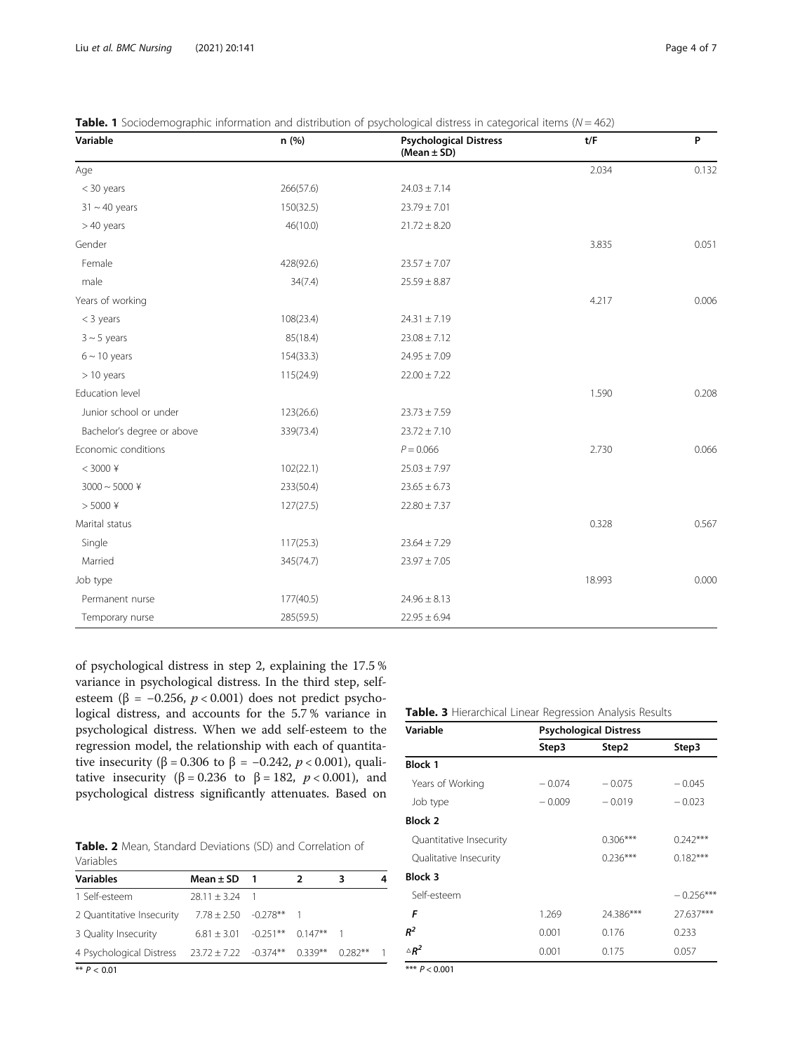**Table. 1** Sociodemographic information and distribution of psychological distress in categorical items ($N = 462$)

| Variable | n (%) | Psychological Distress (Mean ± SD) | t/F | P |
|---|---|---|---|---|
| Age | | | 2.034 | 0.132 |
| < 30 years | 266(57.6) | 24.03 ± 7.14 | | |
| 31 ~ 40 years | 150(32.5) | 23.79 ± 7.01 | | |
| > 40 years | 46(10.0) | 21.72 ± 8.20 | | |
| Gender | | | 3.835 | 0.051 |
| Female | 428(92.6) | 23.57 ± 7.07 | | |
| male | 34(7.4) | 25.59 ± 8.87 | | |
| Years of working | | | 4.217 | 0.006 |
| < 3 years | 108(23.4) | 24.31 ± 7.19 | | |
| 3 ~ 5 years | 85(18.4) | 23.08 ± 7.12 | | |
| 6 ~ 10 years | 154(33.3) | 24.95 ± 7.09 | | |
| > 10 years | 115(24.9) | 22.00 ± 7.22 | | |
| Education level | | | 1.590 | 0.208 |
| Junior school or under | 123(26.6) | 23.73 ± 7.59 | | |
| Bachelor's degree or above | 339(73.4) | 23.72 ± 7.10 | | |
| Economic conditions | | P = 0.066 | 2.730 | 0.066 |
| < 3000 ¥ | 102(22.1) | 25.03 ± 7.97 | | |
| 3000 ~ 5000 ¥ | 233(50.4) | 23.65 ± 6.73 | | |
| > 5000 ¥ | 127(27.5) | 22.80 ± 7.37 | | |
| Marital status | | | 0.328 | 0.567 |
| Single | 117(25.3) | 23.64 ± 7.29 | | |
| Married | 345(74.7) | 23.97 ± 7.05 | | |
| Job type | | | 18.993 | 0.000 |
| Permanent nurse | 177(40.5) | 24.96 ± 8.13 | | |
| Temporary nurse | 285(59.5) | 22.95 ± 6.94 | | |

of psychological distress in step 2, explaining the 17.5 % variance in psychological distress. In the third step, self-esteem ($\beta = -0.256$, $p < 0.001$) does not predict psychological distress, and accounts for the 5.7 % variance in psychological distress. When we add self-esteem to the regression model, the relationship with each of quantitative insecurity ($\beta = 0.306$ to $\beta = -0.242$, $p < 0.001$), qualitative insecurity ($\beta = 0.236$ to $\beta = 182$, $p < 0.001$), and psychological distress significantly attenuates. Based on

**Table. 2** Mean, Standard Deviations (SD) and Correlation of Variables

| Variables | Mean ± SD | 1 | 2 | 3 | 4 |
|---|---|---|---|---|---|
| 1 Self-esteem | 28.11 ± 3.24 | 1 | | | |
| 2 Quantitative Insecurity | 7.78 ± 2.50 | -0.278** | 1 | | |
| 3 Quality Insecurity | 6.81 ± 3.01 | -0.251** | 0.147** | 1 | |
| 4 Psychological Distress | 23.72 ± 7.22 | -0.374** | 0.339** | 0.282** | 1 |

** $P < 0.01$

**Table. 3** Hierarchical Linear Regression Analysis Results

| Variable | Psychological Distress | | |
|---|---|---|---|
| | Step3 | Step2 | Step3 |
| **Block 1** | | | |
| Years of Working | − 0.074 | − 0.075 | − 0.045 |
| Job type | − 0.009 | − 0.019 | − 0.023 |
| **Block 2** | | | |
| Quantitative Insecurity | | 0.306*** | 0.242*** |
| Qualitative Insecurity | | 0.236*** | 0.182*** |
| **Block 3** | | | |
| Self-esteem | | | − 0.256*** |
| ***F*** | 1.269 | 24.386*** | 27.637*** |
| $R^2$ | 0.001 | 0.176 | 0.233 |
| $\Delta R^2$ | 0.001 | 0.175 | 0.057 |

*** $P < 0.001$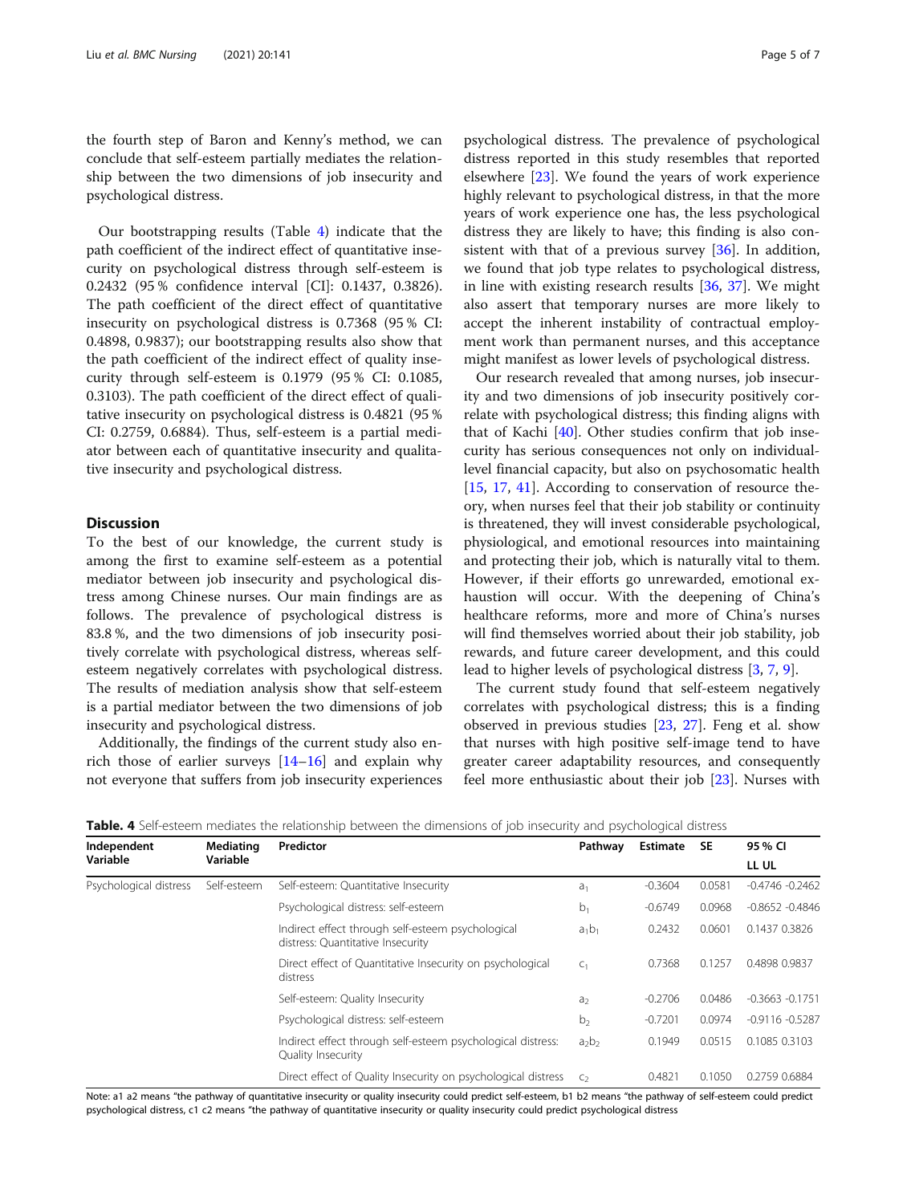the fourth step of Baron and Kenny's method, we can conclude that self-esteem partially mediates the relationship between the two dimensions of job insecurity and psychological distress.

Our bootstrapping results (Table 4) indicate that the path coefficient of the indirect effect of quantitative insecurity on psychological distress through self-esteem is 0.2432 (95 % confidence interval [CI]: 0.1437, 0.3826). The path coefficient of the direct effect of quantitative insecurity on psychological distress is 0.7368 (95 % CI: 0.4898, 0.9837); our bootstrapping results also show that the path coefficient of the indirect effect of quality insecurity through self-esteem is 0.1979 (95 % CI: 0.1085, 0.3103). The path coefficient of the direct effect of qualitative insecurity on psychological distress is 0.4821 (95 % CI: 0.2759, 0.6884). Thus, self-esteem is a partial mediator between each of quantitative insecurity and qualitative insecurity and psychological distress.

## Discussion

To the best of our knowledge, the current study is among the first to examine self-esteem as a potential mediator between job insecurity and psychological distress among Chinese nurses. Our main findings are as follows. The prevalence of psychological distress is 83.8 %, and the two dimensions of job insecurity positively correlate with psychological distress, whereas self-esteem negatively correlates with psychological distress. The results of mediation analysis show that self-esteem is a partial mediator between the two dimensions of job insecurity and psychological distress.

Additionally, the findings of the current study also enrich those of earlier surveys [14–16] and explain why not everyone that suffers from job insecurity experiences psychological distress. The prevalence of psychological distress reported in this study resembles that reported elsewhere [23]. We found the years of work experience highly relevant to psychological distress, in that the more years of work experience one has, the less psychological distress they are likely to have; this finding is also consistent with that of a previous survey [36]. In addition, we found that job type relates to psychological distress, in line with existing research results [36, 37]. We might also assert that temporary nurses are more likely to accept the inherent instability of contractual employment work than permanent nurses, and this acceptance might manifest as lower levels of psychological distress.

Our research revealed that among nurses, job insecurity and two dimensions of job insecurity positively correlate with psychological distress; this finding aligns with that of Kachi [40]. Other studies confirm that job insecurity has serious consequences not only on individual-level financial capacity, but also on psychosomatic health [15, 17, 41]. According to conservation of resource theory, when nurses feel that their job stability or continuity is threatened, they will invest considerable psychological, physiological, and emotional resources into maintaining and protecting their job, which is naturally vital to them. However, if their efforts go unrewarded, emotional exhaustion will occur. With the deepening of China's healthcare reforms, more and more of China's nurses will find themselves worried about their job stability, job rewards, and future career development, and this could lead to higher levels of psychological distress [3, 7, 9].

The current study found that self-esteem negatively correlates with psychological distress; this is a finding observed in previous studies [23, 27]. Feng et al. show that nurses with high positive self-image tend to have greater career adaptability resources, and consequently feel more enthusiastic about their job [23]. Nurses with

**Table. 4** Self-esteem mediates the relationship between the dimensions of job insecurity and psychological distress

| Independent Variable | Mediating Variable | Predictor | Pathway | Estimate | SE | 95 % CI LL UL |
|---|---|---|---|---|---|---|
| Psychological distress | Self-esteem | Self-esteem: Quantitative Insecurity | $a_1$ | -0.3604 | 0.0581 | -0.4746 -0.2462 |
| | | Psychological distress: self-esteem | $b_1$ | -0.6749 | 0.0968 | -0.8652 -0.4846 |
| | | Indirect effect through self-esteem psychological distress: Quantitative Insecurity | $a_1b_1$ | 0.2432 | 0.0601 | 0.1437 0.3826 |
| | | Direct effect of Quantitative Insecurity on psychological distress | $c_1$ | 0.7368 | 0.1257 | 0.4898 0.9837 |
| | | Self-esteem: Quality Insecurity | $a_2$ | -0.2706 | 0.0486 | -0.3663 -0.1751 |
| | | Psychological distress: self-esteem | $b_2$ | -0.7201 | 0.0974 | -0.9116 -0.5287 |
| | | Indirect effect through self-esteem psychological distress: Quality Insecurity | $a_2b_2$ | 0.1949 | 0.0515 | 0.1085 0.3103 |
| | | Direct effect of Quality Insecurity on psychological distress | $c_2$ | 0.4821 | 0.1050 | 0.2759 0.6884 |

Note: a1 a2 means "the pathway of quantitative insecurity or quality insecurity could predict self-esteem, b1 b2 means "the pathway of self-esteem could predict psychological distress, c1 c2 means "the pathway of quantitative insecurity or quality insecurity could predict psychological distress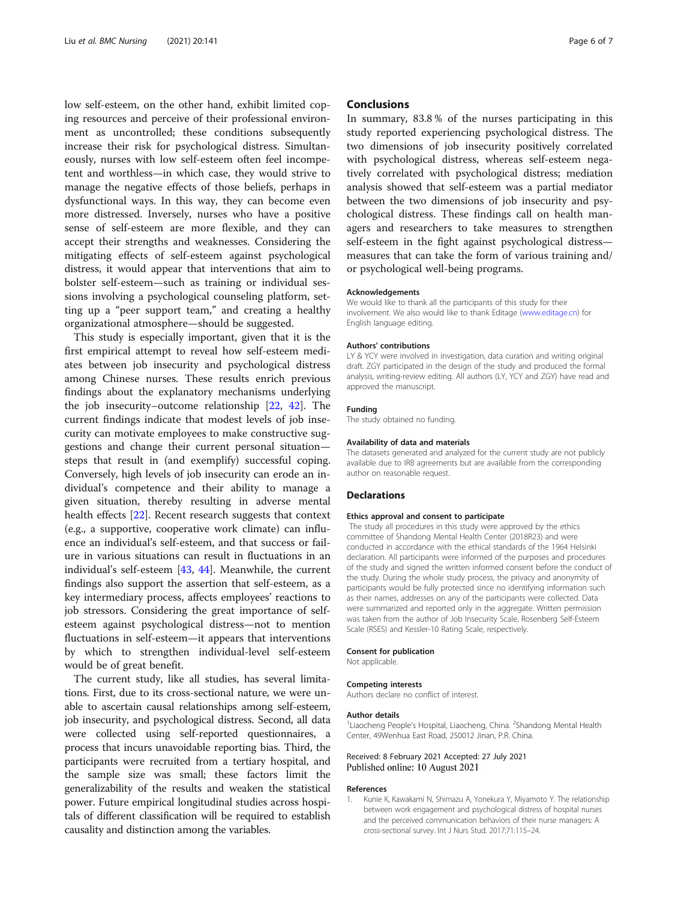low self-esteem, on the other hand, exhibit limited coping resources and perceive of their professional environment as uncontrolled; these conditions subsequently increase their risk for psychological distress. Simultaneously, nurses with low self-esteem often feel incompetent and worthless—in which case, they would strive to manage the negative effects of those beliefs, perhaps in dysfunctional ways. In this way, they can become even more distressed. Inversely, nurses who have a positive sense of self-esteem are more flexible, and they can accept their strengths and weaknesses. Considering the mitigating effects of self-esteem against psychological distress, it would appear that interventions that aim to bolster self-esteem—such as training or individual sessions involving a psychological counseling platform, setting up a "peer support team," and creating a healthy organizational atmosphere—should be suggested.

This study is especially important, given that it is the first empirical attempt to reveal how self-esteem mediates between job insecurity and psychological distress among Chinese nurses. These results enrich previous findings about the explanatory mechanisms underlying the job insecurity–outcome relationship [22, 42]. The current findings indicate that modest levels of job insecurity can motivate employees to make constructive suggestions and change their current personal situation—steps that result in (and exemplify) successful coping. Conversely, high levels of job insecurity can erode an individual's competence and their ability to manage a given situation, thereby resulting in adverse mental health effects [22]. Recent research suggests that context (e.g., a supportive, cooperative work climate) can influence an individual's self-esteem, and that success or failure in various situations can result in fluctuations in an individual's self-esteem [43, 44]. Meanwhile, the current findings also support the assertion that self-esteem, as a key intermediary process, affects employees' reactions to job stressors. Considering the great importance of self-esteem against psychological distress—not to mention fluctuations in self-esteem—it appears that interventions by which to strengthen individual-level self-esteem would be of great benefit.

The current study, like all studies, has several limitations. First, due to its cross-sectional nature, we were unable to ascertain causal relationships among self-esteem, job insecurity, and psychological distress. Second, all data were collected using self-reported questionnaires, a process that incurs unavoidable reporting bias. Third, the participants were recruited from a tertiary hospital, and the sample size was small; these factors limit the generalizability of the results and weaken the statistical power. Future empirical longitudinal studies across hospitals of different classification will be required to establish causality and distinction among the variables.

## Conclusions

In summary, 83.8 % of the nurses participating in this study reported experiencing psychological distress. The two dimensions of job insecurity positively correlated with psychological distress, whereas self-esteem negatively correlated with psychological distress; mediation analysis showed that self-esteem was a partial mediator between the two dimensions of job insecurity and psychological distress. These findings call on health managers and researchers to take measures to strengthen self-esteem in the fight against psychological distress—measures that can take the form of various training and/or psychological well-being programs.

#### Acknowledgements

We would like to thank all the participants of this study for their involvement. We also would like to thank Editage (www.editage.cn) for English language editing.

#### Authors' contributions

LY & YCY were involved in investigation, data curation and writing original draft. ZGY participated in the design of the study and produced the formal analysis, writing-review editing. All authors (LY, YCY and ZGY) have read and approved the manuscript.

#### Funding

The study obtained no funding.

#### Availability of data and materials

The datasets generated and analyzed for the current study are not publicly available due to IRB agreements but are available from the corresponding author on reasonable request.

## Declarations

#### Ethics approval and consent to participate

The study all procedures in this study were approved by the ethics committee of Shandong Mental Health Center (2018R23) and were conducted in accordance with the ethical standards of the 1964 Helsinki declaration. All participants were informed of the purposes and procedures of the study and signed the written informed consent before the conduct of the study. During the whole study process, the privacy and anonymity of participants would be fully protected since no identifying information such as their names, addresses on any of the participants were collected. Data were summarized and reported only in the aggregate. Written permission was taken from the author of Job Insecurity Scale, Rosenberg Self-Esteem Scale (RSES) and Kessler-10 Rating Scale, respectively.

#### Consent for publication

Not applicable.

#### Competing interests

Authors declare no conflict of interest.

#### Author details

[1]Liaocheng People's Hospital, Liaocheng, China. [2]Shandong Mental Health Center, 49Wenhua East Road, 250012 Jinan, P.R. China.

Received: 8 February 2021 Accepted: 27 July 2021
Published online: 10 August 2021

#### References

1. Kunie K, Kawakami N, Shimazu A, Yonekura Y, Miyamoto Y. The relationship between work engagement and psychological distress of hospital nurses and the perceived communication behaviors of their nurse managers: A cross-sectional survey. Int J Nurs Stud. 2017;71:115–24.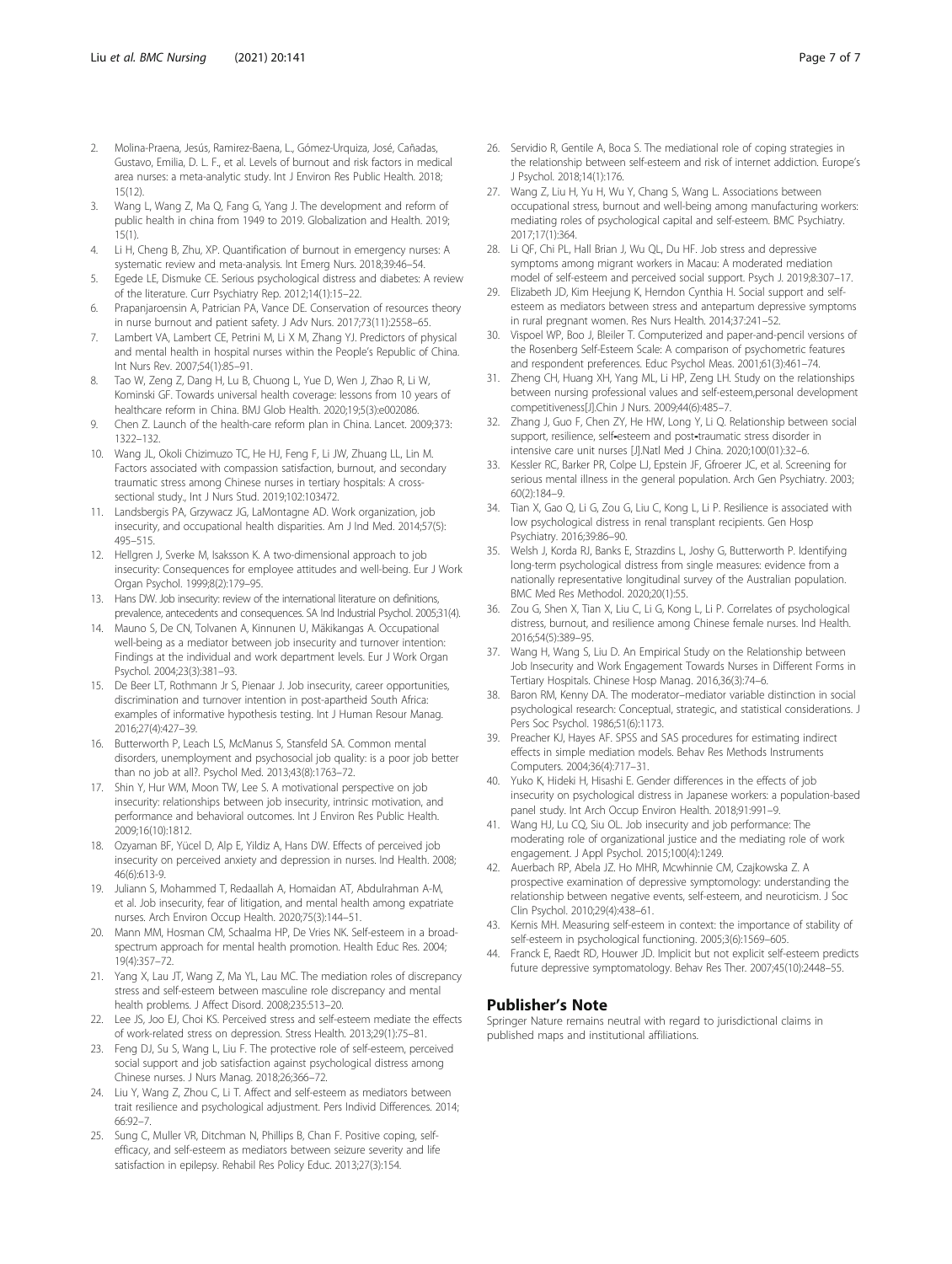2. Molina-Praena, Jesús, Ramirez-Baena, L., Gómez-Urquiza, José, Cañadas, Gustavo, Emilia, D. L. F., et al. Levels of burnout and risk factors in medical area nurses: a meta-analytic study. Int J Environ Res Public Health. 2018; 15(12).
3. Wang L, Wang Z, Ma Q, Fang G, Yang J. The development and reform of public health in china from 1949 to 2019. Globalization and Health. 2019; 15(1).
4. Li H, Cheng B, Zhu, XP. Quantification of burnout in emergency nurses: A systematic review and meta-analysis. Int Emerg Nurs. 2018;39:46–54.
5. Egede LE, Dismuke CE. Serious psychological distress and diabetes: A review of the literature. Curr Psychiatry Rep. 2012;14(1):15–22.
6. Prapanjaroensin A, Patrician PA, Vance DE. Conservation of resources theory in nurse burnout and patient safety. J Adv Nurs. 2017;73(11):2558–65.
7. Lambert VA, Lambert CE, Petrini M, Li X M, Zhang YJ. Predictors of physical and mental health in hospital nurses within the People's Republic of China. Int Nurs Rev. 2007;54(1):85–91.
8. Tao W, Zeng Z, Dang H, Lu B, Chuong L, Yue D, Wen J, Zhao R, Li W, Kominski GF. Towards universal health coverage: lessons from 10 years of healthcare reform in China. BMJ Glob Health. 2020;19;5(3):e002086.
9. Chen Z. Launch of the health-care reform plan in China. Lancet. 2009;373: 1322–132.
10. Wang JL, Okoli Chizimuzo TC, He HJ, Feng F, Li JW, Zhuang LL, Lin M. Factors associated with compassion satisfaction, burnout, and secondary traumatic stress among Chinese nurses in tertiary hospitals: A cross-sectional study., Int J Nurs Stud. 2019;102:103472.
11. Landsbergis PA, Grzywacz JG, LaMontagne AD. Work organization, job insecurity, and occupational health disparities. Am J Ind Med. 2014;57(5): 495–515.
12. Hellgren J, Sverke M, Isaksson K. A two-dimensional approach to job insecurity: Consequences for employee attitudes and well-being. Eur J Work Organ Psychol. 1999;8(2):179–95.
13. Hans DW. Job insecurity: review of the international literature on definitions, prevalence, antecedents and consequences. SA Ind Industrial Psychol. 2005;31(4).
14. Mauno S, De CN, Tolvanen A, Kinnunen U, Mäkikangas A. Occupational well-being as a mediator between job insecurity and turnover intention: Findings at the individual and work department levels. Eur J Work Organ Psychol. 2004;23(3):381–93.
15. De Beer LT, Rothmann Jr S, Pienaar J. Job insecurity, career opportunities, discrimination and turnover intention in post-apartheid South Africa: examples of informative hypothesis testing. Int J Human Resour Manag. 2016;27(4):427–39.
16. Butterworth P, Leach LS, McManus S, Stansfeld SA. Common mental disorders, unemployment and psychosocial job quality: is a poor job better than no job at all?. Psychol Med. 2013;43(8):1763–72.
17. Shin Y, Hur WM, Moon TW, Lee S. A motivational perspective on job insecurity: relationships between job insecurity, intrinsic motivation, and performance and behavioral outcomes. Int J Environ Res Public Health. 2009;16(10):1812.
18. Ozyaman BF, Yücel D, Alp E, Yildiz A, Hans DW. Effects of perceived job insecurity on perceived anxiety and depression in nurses. Ind Health. 2008; 46(6):613-9.
19. Juliann S, Mohammed T, Redaallah A, Homaidan AT, Abdulrahman A-M, et al. Job insecurity, fear of litigation, and mental health among expatriate nurses. Arch Environ Occup Health. 2020;75(3):144–51.
20. Mann MM, Hosman CM, Schaalma HP, De Vries NK. Self-esteem in a broad-spectrum approach for mental health promotion. Health Educ Res. 2004; 19(4):357–72.
21. Yang X, Lau JT, Wang Z, Ma YL, Lau MC. The mediation roles of discrepancy stress and self-esteem between masculine role discrepancy and mental health problems. J Affect Disord. 2008;235:513–20.
22. Lee JS, Joo EJ, Choi KS. Perceived stress and self-esteem mediate the effects of work-related stress on depression. Stress Health. 2013;29(1):75–81.
23. Feng DJ, Su S, Wang L, Liu F. The protective role of self-esteem, perceived social support and job satisfaction against psychological distress among Chinese nurses. J Nurs Manag. 2018;26;366–72.
24. Liu Y, Wang Z, Zhou C, Li T. Affect and self-esteem as mediators between trait resilience and psychological adjustment. Pers Individ Differences. 2014; 66:92–7.
25. Sung C, Muller VR, Ditchman N, Phillips B, Chan F. Positive coping, self-efficacy, and self-esteem as mediators between seizure severity and life satisfaction in epilepsy. Rehabil Res Policy Educ. 2013;27(3):154.
26. Servidio R, Gentile A, Boca S. The mediational role of coping strategies in the relationship between self-esteem and risk of internet addiction. Europe's J Psychol. 2018;14(1):176.
27. Wang Z, Liu H, Yu H, Wu Y, Chang S, Wang L. Associations between occupational stress, burnout and well-being among manufacturing workers: mediating roles of psychological capital and self-esteem. BMC Psychiatry. 2017;17(1):364.
28. Li QF, Chi PL, Hall Brian J, Wu QL, Du HF. Job stress and depressive symptoms among migrant workers in Macau: A moderated mediation model of self-esteem and perceived social support. Psych J. 2019;8:307–17.
29. Elizabeth JD, Kim Heejung K, Herndon Cynthia H. Social support and self-esteem as mediators between stress and antepartum depressive symptoms in rural pregnant women. Res Nurs Health. 2014;37:241–52.
30. Vispoel WP, Boo J, Bleiler T. Computerized and paper-and-pencil versions of the Rosenberg Self-Esteem Scale: A comparison of psychometric features and respondent preferences. Educ Psychol Meas. 2001;61(3):461–74.
31. Zheng CH, Huang XH, Yang ML, Li HP, Zeng LH. Study on the relationships between nursing professional values and self-esteem,personal development competitiveness[J].Chin J Nurs. 2009;44(6):485–7.
32. Zhang J, Guo F, Chen ZY, He HW, Long Y, Li Q. Relationship between social support, resilience, self-esteem and post-traumatic stress disorder in intensive care unit nurses [J].Natl Med J China. 2020;100(01):32–6.
33. Kessler RC, Barker PR, Colpe LJ, Epstein JF, Gfroerer JC, et al. Screening for serious mental illness in the general population. Arch Gen Psychiatry. 2003; 60(2):184–9.
34. Tian X, Gao Q, Li G, Zou G, Liu C, Kong L, Li P. Resilience is associated with low psychological distress in renal transplant recipients. Gen Hosp Psychiatry. 2016;39:86–90.
35. Welsh J, Korda RJ, Banks E, Strazdins L, Joshy G, Butterworth P. Identifying long-term psychological distress from single measures: evidence from a nationally representative longitudinal survey of the Australian population. BMC Med Res Methodol. 2020;20(1):55.
36. Zou G, Shen X, Tian X, Liu C, Li G, Kong L, Li P. Correlates of psychological distress, burnout, and resilience among Chinese female nurses. Ind Health. 2016;54(5):389–95.
37. Wang H, Wang S, Liu D. An Empirical Study on the Relationship between Job Insecurity and Work Engagement Towards Nurses in Different Forms in Tertiary Hospitals. Chinese Hosp Manag. 2016,36(3):74–6.
38. Baron RM, Kenny DA. The moderator–mediator variable distinction in social psychological research: Conceptual, strategic, and statistical considerations. J Pers Soc Psychol. 1986;51(6):1173.
39. Preacher KJ, Hayes AF. SPSS and SAS procedures for estimating indirect effects in simple mediation models. Behav Res Methods Instruments Computers. 2004;36(4):717–31.
40. Yuko K, Hideki H, Hisashi E. Gender differences in the effects of job insecurity on psychological distress in Japanese workers: a population-based panel study. Int Arch Occup Environ Health. 2018;91:991–9.
41. Wang HJ, Lu CQ, Siu OL. Job insecurity and job performance: The moderating role of organizational justice and the mediating role of work engagement. J Appl Psychol. 2015;100(4):1249.
42. Auerbach RP, Abela JZ. Ho MHR, Mcwhinnie CM, Czajkowska Z. A prospective examination of depressive symptomology: understanding the relationship between negative events, self-esteem, and neuroticism. J Soc Clin Psychol. 2010;29(4):438–61.
43. Kernis MH. Measuring self-esteem in context: the importance of stability of self-esteem in psychological functioning. 2005;3(6):1569–605.
44. Franck E, Raedt RD, Houwer JD. Implicit but not explicit self-esteem predicts future depressive symptomatology. Behav Res Ther. 2007;45(10):2448–55.

## Publisher's Note

Springer Nature remains neutral with regard to jurisdictional claims in published maps and institutional affiliations.